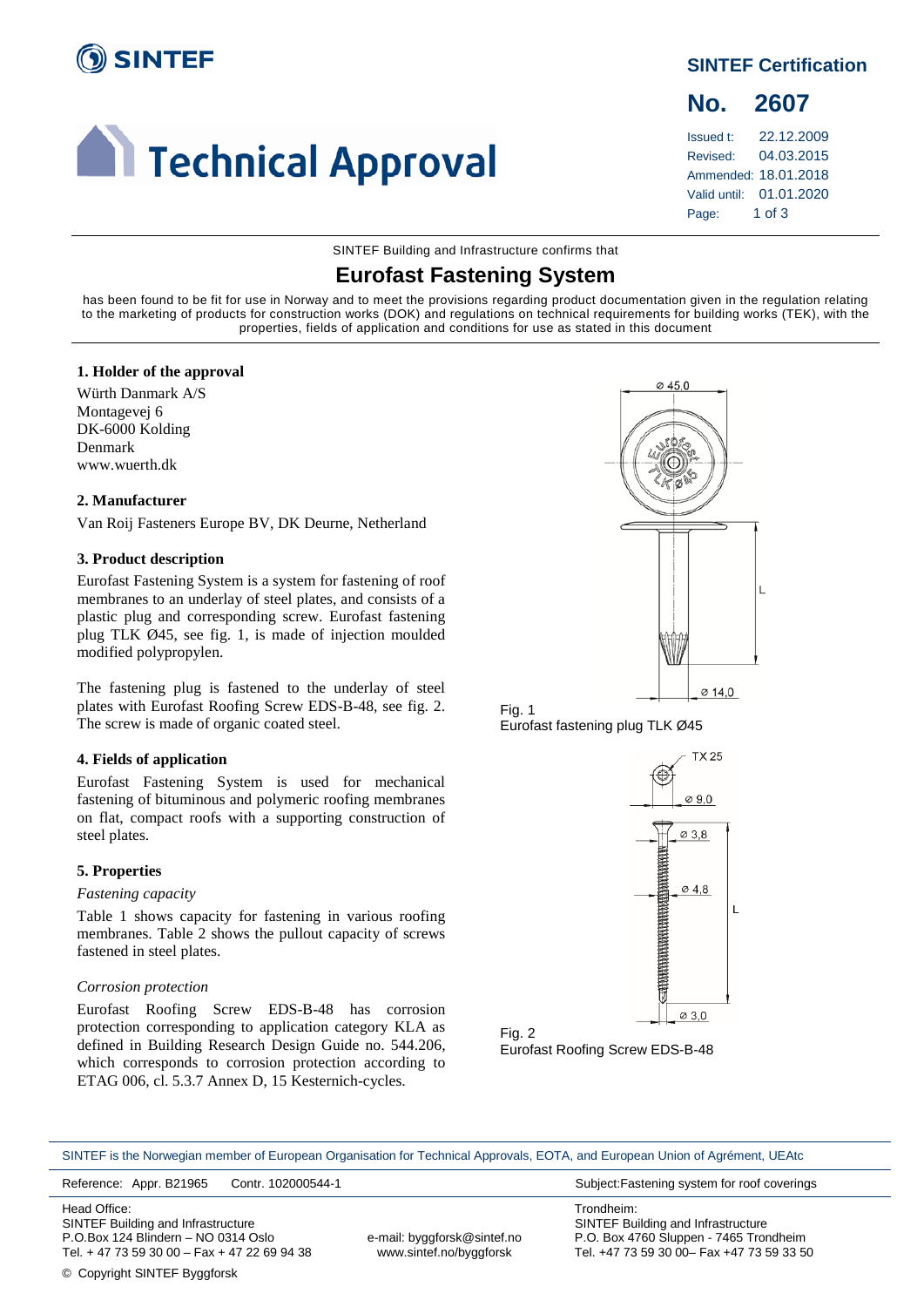# SINTEF

## Technical Approval

**SINTEF Certification**

**No. 2607**

Issued t: 22.12.2009
Revised: 04.03.2015
Ammended: 18.01.2018
Valid until: 01.01.2020

SINTEF Building and Infrastructure confirms that

# Eurofast Fastening System

has been found to be fit for use in Norway and to meet the provisions regarding product documentation given in the regulation relating to the marketing of products for construction works (DOK) and regulations on technical requirements for building works (TEK), with the properties, fields of application and conditions for use as stated in this document

### 1. Holder of the approval

Würth Danmark A/S
Montagevej 6
DK-6000 Kolding
Denmark
www.wuerth.dk

### 2. Manufacturer

Van Roij Fasteners Europe BV, DK Deurne, Netherland

### 3. Product description

Eurofast Fastening System is a system for fastening of roof membranes to an underlay of steel plates, and consists of a plastic plug and corresponding screw. Eurofast fastening plug TLK Ø45, see fig. 1, is made of injection moulded modified polypropylen.

The fastening plug is fastened to the underlay of steel plates with Eurofast Roofing Screw EDS-B-48, see fig. 2. The screw is made of organic coated steel.

### 4. Fields of application

Eurofast Fastening System is used for mechanical fastening of bituminous and polymeric roofing membranes on flat, compact roofs with a supporting construction of steel plates.

### 5. Properties

*Fastening capacity*

Table 1 shows capacity for fastening in various roofing membranes. Table 2 shows the pullout capacity of screws fastened in steel plates.

*Corrosion protection*

Eurofast Roofing Screw EDS-B-48 has corrosion protection corresponding to application category KLA as defined in Building Research Design Guide no. 544.206, which corresponds to corrosion protection according to ETAG 006, cl. 5.3.7 Annex D, 15 Kesternich-cycles.

Fig. 1
Eurofast fastening plug TLK Ø45

Fig. 2
Eurofast Roofing Screw EDS-B-48

SINTEF is the Norwegian member of European Organisation for Technical Approvals, EOTA, and European Union of Agrément, UEAtc

Reference: Appr. B21965 Contr. 102000544-1 Subject: Fastening system for roof coverings

Head Office:
SINTEF Building and Infrastructure
P.O.Box 124 Blindern – NO 0314 Oslo
Tel. + 47 73 59 30 00 – Fax + 47 22 69 94 38

e-mail: byggforsk@sintef.no
www.sintef.no/byggforsk

Trondheim:
SINTEF Building and Infrastructure
P.O. Box 4760 Sluppen - 7465 Trondheim
Tel. +47 73 59 30 00– Fax +47 73 59 33 50

© Copyright SINTEF Byggforsk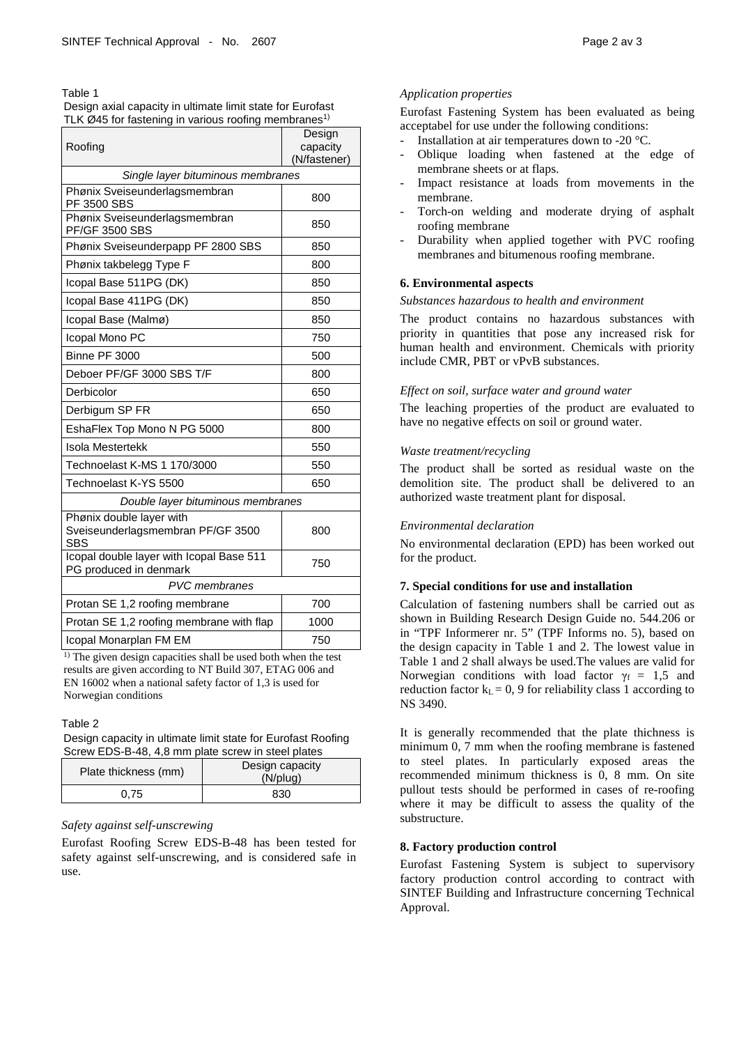Table 1

Design axial capacity in ultimate limit state for Eurofast TLK Ø45 for fastening in various roofing membranes[1)]

| Roofing | Design capacity (N/fastener) |
|---|---|
| *Single layer bituminous membranes* | |
| Phønix Sveiseunderlagsmembran PF 3500 SBS | 800 |
| Phønix Sveiseunderlagsmembran PF/GF 3500 SBS | 850 |
| Phønix Sveiseunderpapp PF 2800 SBS | 850 |
| Phønix takbelegg Type F | 800 |
| Icopal Base 511PG (DK) | 850 |
| Icopal Base 411PG (DK) | 850 |
| Icopal Base (Malmø) | 850 |
| Icopal Mono PC | 750 |
| Binne PF 3000 | 500 |
| Deboer PF/GF 3000 SBS T/F | 800 |
| Derbicolor | 650 |
| Derbigum SP FR | 650 |
| EshaFlex Top Mono N PG 5000 | 800 |
| Isola Mestertekk | 550 |
| Technoelast K-MS 1 170/3000 | 550 |
| Technoelast K-YS 5500 | 650 |
| *Double layer bituminous membranes* | |
| Phønix double layer with Sveiseunderlagsmembran PF/GF 3500 SBS | 800 |
| Icopal double layer with Icopal Base 511 PG produced in denmark | 750 |
| *PVC membranes* | |
| Protan SE 1,2 roofing membrane | 700 |
| Protan SE 1,2 roofing membrane with flap | 1000 |
| Icopal Monarplan FM EM | 750 |

[1)] The given design capacities shall be used both when the test results are given according to NT Build 307, ETAG 006 and EN 16002 when a national safety factor of 1,3 is used for Norwegian conditions

Table 2

Design capacity in ultimate limit state for Eurofast Roofing Screw EDS-B-48, 4,8 mm plate screw in steel plates

| Plate thickness (mm) | Design capacity (N/plug) |
|---|---|
| 0,75 | 830 |

*Safety against self-unscrewing*

Eurofast Roofing Screw EDS-B-48 has been tested for safety against self-unscrewing, and is considered safe in use.

*Application properties*

Eurofast Fastening System has been evaluated as being acceptabel for use under the following conditions:

- Installation at air temperatures down to -20 °C.
- Oblique loading when fastened at the edge of membrane sheets or at flaps.
- Impact resistance at loads from movements in the membrane.
- Torch-on welding and moderate drying of asphalt roofing membrane
- Durability when applied together with PVC roofing membranes and bitumenous roofing membrane.

**6. Environmental aspects**

*Substances hazardous to health and environment*

The product contains no hazardous substances with priority in quantities that pose any increased risk for human health and environment. Chemicals with priority include CMR, PBT or vPvB substances.

*Effect on soil, surface water and ground water*

The leaching properties of the product are evaluated to have no negative effects on soil or ground water.

*Waste treatment/recycling*

The product shall be sorted as residual waste on the demolition site. The product shall be delivered to an authorized waste treatment plant for disposal.

*Environmental declaration*

No environmental declaration (EPD) has been worked out for the product.

**7. Special conditions for use and installation**

Calculation of fastening numbers shall be carried out as shown in Building Research Design Guide no. 544.206 or in "TPF Informerer nr. 5" (TPF Informs no. 5), based on the design capacity in Table 1 and 2. The lowest value in Table 1 and 2 shall always be used.The values are valid for Norwegian conditions with load factor $\gamma_f$ = 1,5 and reduction factor $k_L$ = 0, 9 for reliability class 1 according to NS 3490.

It is generally recommended that the plate thichness is minimum 0, 7 mm when the roofing membrane is fastened to steel plates. In particularly exposed areas the recommended minimum thickness is 0, 8 mm. On site pullout tests should be performed in cases of re-roofing where it may be difficult to assess the quality of the substructure.

**8. Factory production control**

Eurofast Fastening System is subject to supervisory factory production control according to contract with SINTEF Building and Infrastructure concerning Technical Approval.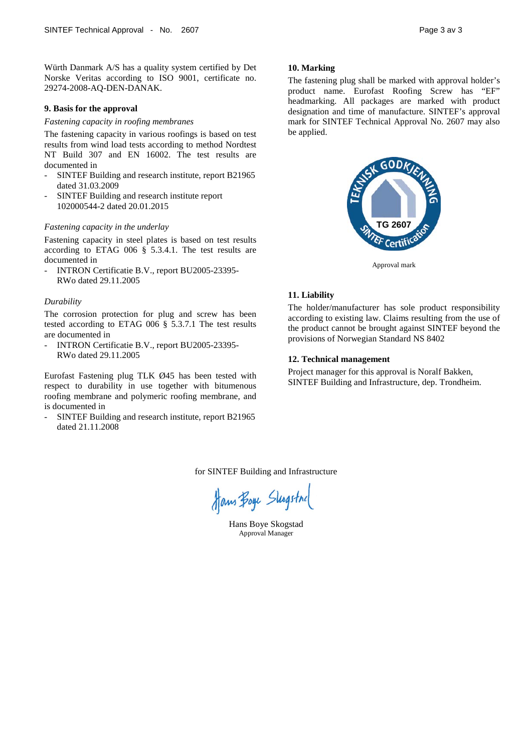Würth Danmark A/S has a quality system certified by Det Norske Veritas according to ISO 9001, certificate no. 29274-2008-AQ-DEN-DANAK.

### 9. Basis for the approval

*Fastening capacity in roofing membranes*

The fastening capacity in various roofings is based on test results from wind load tests according to method Nordtest NT Build 307 and EN 16002. The test results are documented in

- SINTEF Building and research institute, report B21965 dated 31.03.2009
- SINTEF Building and research institute report 102000544-2 dated 20.01.2015

*Fastening capacity in the underlay*

Fastening capacity in steel plates is based on test results according to ETAG 006 § 5.3.4.1. The test results are documented in

- INTRON Certificatie B.V., report BU2005-23395-RWo dated 29.11.2005

*Durability*

The corrosion protection for plug and screw has been tested according to ETAG 006 § 5.3.7.1 The test results are documented in

- INTRON Certificatie B.V., report BU2005-23395-RWo dated 29.11.2005

Eurofast Fastening plug TLK Ø45 has been tested with respect to durability in use together with bitumenous roofing membrane and polymeric roofing membrane, and is documented in

- SINTEF Building and research institute, report B21965 dated 21.11.2008

### 10. Marking

The fastening plug shall be marked with approval holder's product name. Eurofast Roofing Screw has "EF" headmarking. All packages are marked with product designation and time of manufacture. SINTEF's approval mark for SINTEF Technical Approval No. 2607 may also be applied.

TEKNISK GODKJENNING
TG 2607
SINTEF Certification

Approval mark

### 11. Liability

The holder/manufacturer has sole product responsibility according to existing law. Claims resulting from the use of the product cannot be brought against SINTEF beyond the provisions of Norwegian Standard NS 8402

### 12. Technical management

Project manager for this approval is Noralf Bakken, SINTEF Building and Infrastructure, dep. Trondheim.

for SINTEF Building and Infrastructure

Hans Boye Skogstad
Approval Manager